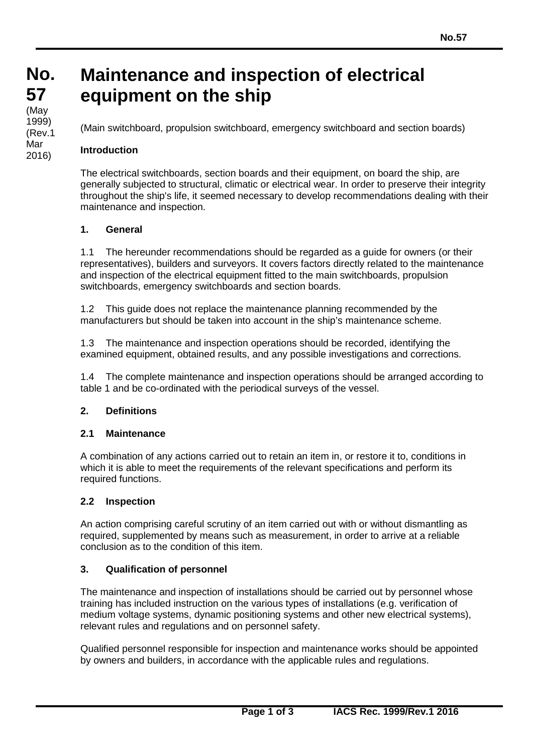# No. 57 Maintenance and inspection of electrical equipment on the ship

(May 1999)
(Rev.1 Mar 2016)

(Main switchboard, propulsion switchboard, emergency switchboard and section boards)

**Introduction**

The electrical switchboards, section boards and their equipment, on board the ship, are generally subjected to structural, climatic or electrical wear. In order to preserve their integrity throughout the ship's life, it seemed necessary to develop recommendations dealing with their maintenance and inspection.

## 1. General

1.1 The hereunder recommendations should be regarded as a guide for owners (or their representatives), builders and surveyors. It covers factors directly related to the maintenance and inspection of the electrical equipment fitted to the main switchboards, propulsion switchboards, emergency switchboards and section boards.

1.2 This guide does not replace the maintenance planning recommended by the manufacturers but should be taken into account in the ship's maintenance scheme.

1.3 The maintenance and inspection operations should be recorded, identifying the examined equipment, obtained results, and any possible investigations and corrections.

1.4 The complete maintenance and inspection operations should be arranged according to table 1 and be co-ordinated with the periodical surveys of the vessel.

## 2. Definitions

### 2.1 Maintenance

A combination of any actions carried out to retain an item in, or restore it to, conditions in which it is able to meet the requirements of the relevant specifications and perform its required functions.

### 2.2 Inspection

An action comprising careful scrutiny of an item carried out with or without dismantling as required, supplemented by means such as measurement, in order to arrive at a reliable conclusion as to the condition of this item.

## 3. Qualification of personnel

The maintenance and inspection of installations should be carried out by personnel whose training has included instruction on the various types of installations (e.g. verification of medium voltage systems, dynamic positioning systems and other new electrical systems), relevant rules and regulations and on personnel safety.

Qualified personnel responsible for inspection and maintenance works should be appointed by owners and builders, in accordance with the applicable rules and regulations.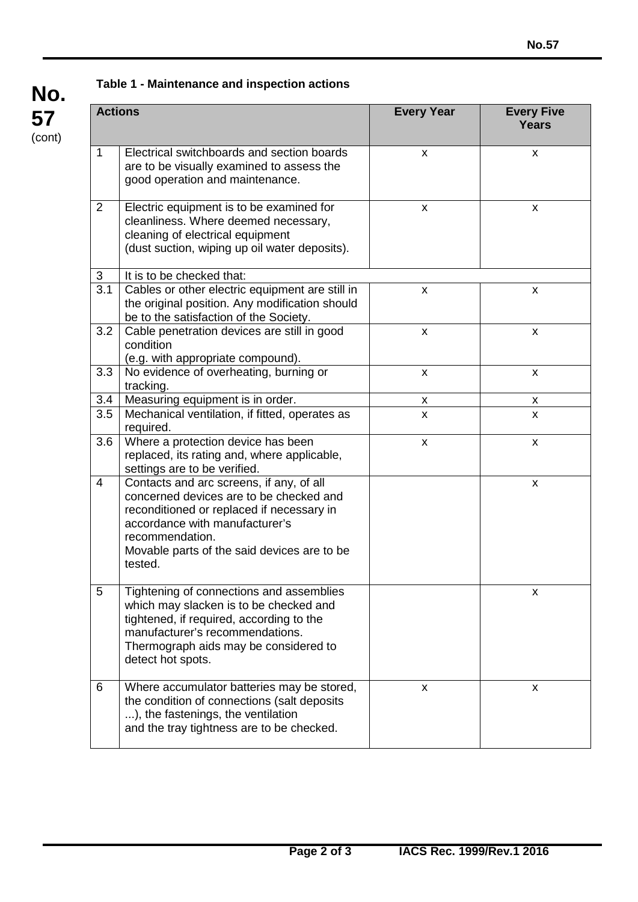**Table 1 - Maintenance and inspection actions**

| Actions | | Every Year | Every Five Years |
|---|---|---|---|
| 1 | Electrical switchboards and section boards are to be visually examined to assess the good operation and maintenance. | x | x |
| 2 | Electric equipment is to be examined for cleanliness. Where deemed necessary, cleaning of electrical equipment (dust suction, wiping up oil water deposits). | x | x |
| 3 | It is to be checked that: | | |
| 3.1 | Cables or other electric equipment are still in the original position. Any modification should be to the satisfaction of the Society. | x | x |
| 3.2 | Cable penetration devices are still in good condition (e.g. with appropriate compound). | x | x |
| 3.3 | No evidence of overheating, burning or tracking. | x | x |
| 3.4 | Measuring equipment is in order. | x | x |
| 3.5 | Mechanical ventilation, if fitted, operates as required. | x | x |
| 3.6 | Where a protection device has been replaced, its rating and, where applicable, settings are to be verified. | x | x |
| 4 | Contacts and arc screens, if any, of all concerned devices are to be checked and reconditioned or replaced if necessary in accordance with manufacturer's recommendation. Movable parts of the said devices are to be tested. | | x |
| 5 | Tightening of connections and assemblies which may slacken is to be checked and tightened, if required, according to the manufacturer's recommendations. Thermograph aids may be considered to detect hot spots. | | x |
| 6 | Where accumulator batteries may be stored, the condition of connections (salt deposits ...), the fastenings, the ventilation and the tray tightness are to be checked. | x | x |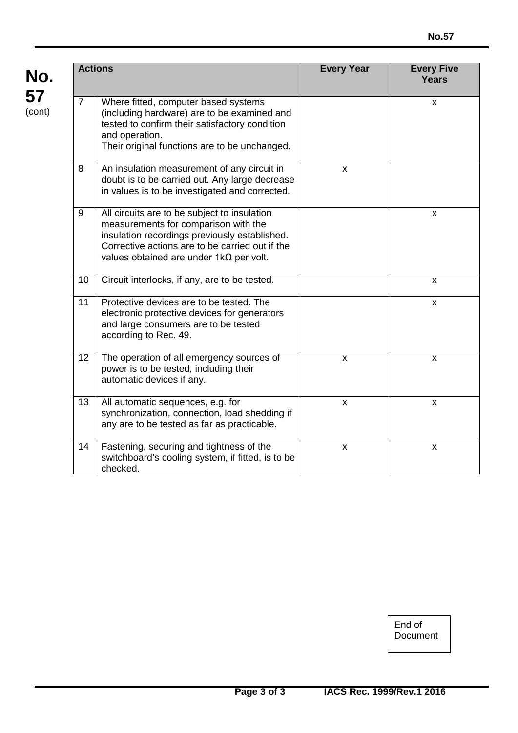**No. 57** (cont)

| Actions | | Every Year | Every Five Years |
|---|---|---|---|
| 7 | Where fitted, computer based systems (including hardware) are to be examined and tested to confirm their satisfactory condition and operation.<br>Their original functions are to be unchanged. | | x |
| 8 | An insulation measurement of any circuit in doubt is to be carried out. Any large decrease in values is to be investigated and corrected. | x | |
| 9 | All circuits are to be subject to insulation measurements for comparison with the insulation recordings previously established. Corrective actions are to be carried out if the values obtained are under 1kΩ per volt. | | x |
| 10 | Circuit interlocks, if any, are to be tested. | | x |
| 11 | Protective devices are to be tested. The electronic protective devices for generators and large consumers are to be tested according to Rec. 49. | | x |
| 12 | The operation of all emergency sources of power is to be tested, including their automatic devices if any. | x | x |
| 13 | All automatic sequences, e.g. for synchronization, connection, load shedding if any are to be tested as far as practicable. | x | x |
| 14 | Fastening, securing and tightness of the switchboard's cooling system, if fitted, is to be checked. | x | x |

End of Document